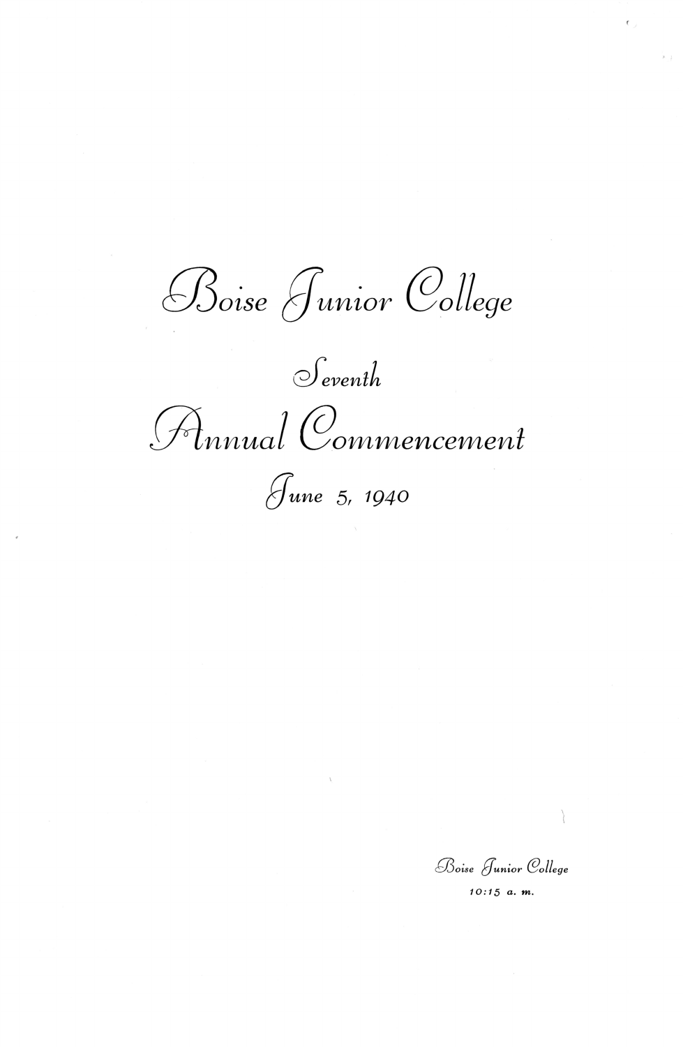# Boise Junior College

## Seventh

# Annual Commencement

## June 5, 1940

Boise Junior College

10:15 a. m.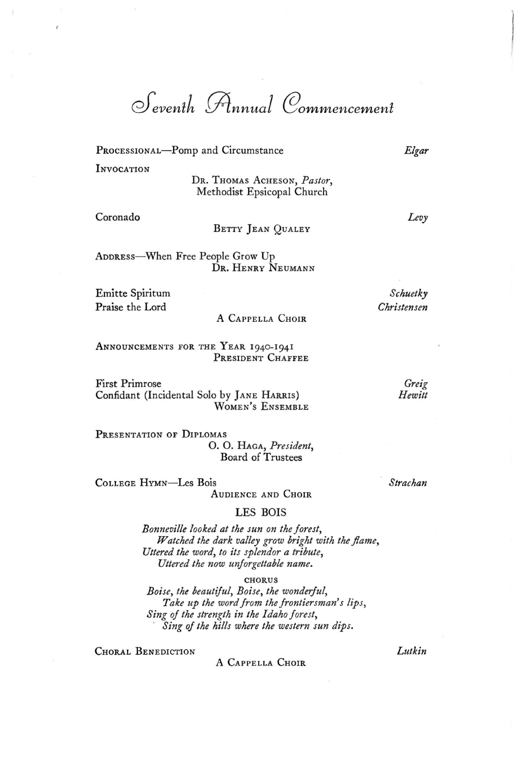# Seventh Annual Commencement

PROCESSIONAL—Pomp and Circumstance — *Elgar*

INVOCATION

DR. THOMAS ACHESON, *Pastor*,
Methodist Epsicopal Church

Coronado — *Levy*

BETTY JEAN QUALEY

ADDRESS—When Free People Grow Up

DR. HENRY NEUMANN

Emitte Spiritum — *Schuetky*

Praise the Lord — *Christensen*

A CAPPELLA CHOIR

ANNOUNCEMENTS FOR THE YEAR 1940-1941

PRESIDENT CHAFFEE

First Primrose — *Greig*

Confidant (Incidental Solo by JANE HARRIS) — *Hewitt*

WOMEN'S ENSEMBLE

PRESENTATION OF DIPLOMAS

O. O. HAGA, *President*,
Board of Trustees

COLLEGE HYMN—Les Bois — *Strachan*

AUDIENCE AND CHOIR

LES BOIS

*Bonneville looked at the sun on the forest,*
*Watched the dark valley grow bright with the flame,*
*Uttered the word, to its splendor a tribute,*
*Uttered the now unforgettable name.*

CHORUS

*Boise, the beautiful, Boise, the wonderful,*
*Take up the word from the frontiersman's lips,*
*Sing of the strength in the Idaho forest,*
*Sing of the hills where the western sun dips.*

CHORAL BENEDICTION — *Lutkin*

A CAPPELLA CHOIR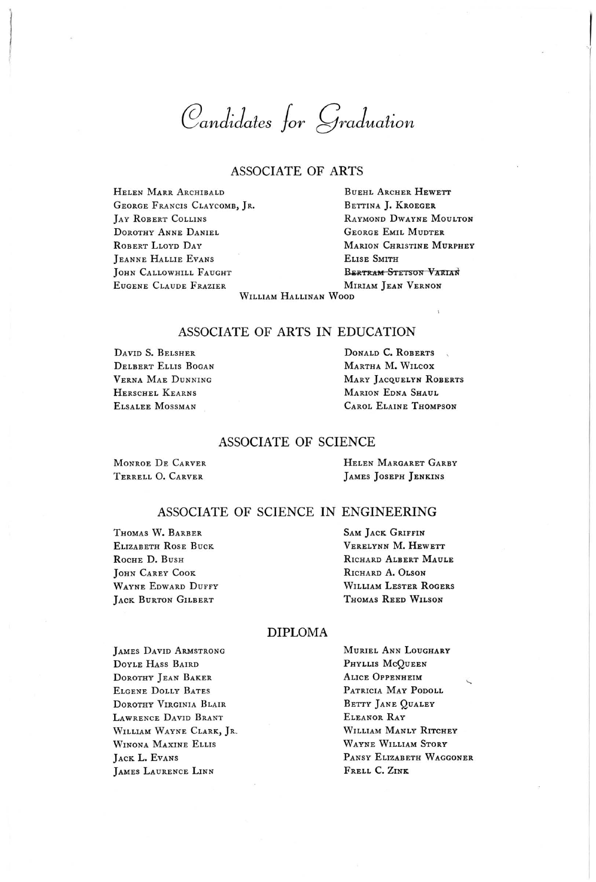# Candidates for Graduation

## ASSOCIATE OF ARTS

Helen Marr Archibald
George Francis Claycomb, Jr.
Jay Robert Collins
Dorothy Anne Daniel
Robert Lloyd Day
Jeanne Hallie Evans
John Callowhill Faught
Eugene Claude Frazier
Buehl Archer Hewett
Bettina J. Kroeger
Raymond Dwayne Moulton
George Emil Mudter
Marion Christine Murphey
Elise Smith
~~Bertram Stetson Varian~~
Miriam Jean Vernon
William Hallinan Wood

## ASSOCIATE OF ARTS IN EDUCATION

David S. Belsher
Delbert Ellis Bogan
Verna Mae Dunning
Herschel Kearns
Elsalee Mossman
Donald C. Roberts
Martha M. Wilcox
Mary Jacquelyn Roberts
Marion Edna Shaul
Carol Elaine Thompson

## ASSOCIATE OF SCIENCE

Monroe De Carver
Terrell O. Carver
Helen Margaret Garby
James Joseph Jenkins

## ASSOCIATE OF SCIENCE IN ENGINEERING

Thomas W. Barber
Elizabeth Rose Buck
Roche D. Bush
John Carey Cook
Wayne Edward Duffy
Jack Burton Gilbert
Sam Jack Griffin
Verelynn M. Hewett
Richard Albert Maule
Richard A. Olson
William Lester Rogers
Thomas Reed Wilson

## DIPLOMA

James David Armstrong
Doyle Hass Baird
Dorothy Jean Baker
Elgene Dolly Bates
Dorothy Virginia Blair
Lawrence David Brant
William Wayne Clark, Jr.
Winona Maxine Ellis
Jack L. Evans
James Laurence Linn
Muriel Ann Loughary
Phyllis McQueen
Alice Oppenheim
Patricia May Podoll
Betty Jane Qualey
Eleanor Ray
William Manly Ritchey
Wayne William Story
Pansy Elizabeth Waggoner
Frell C. Zink